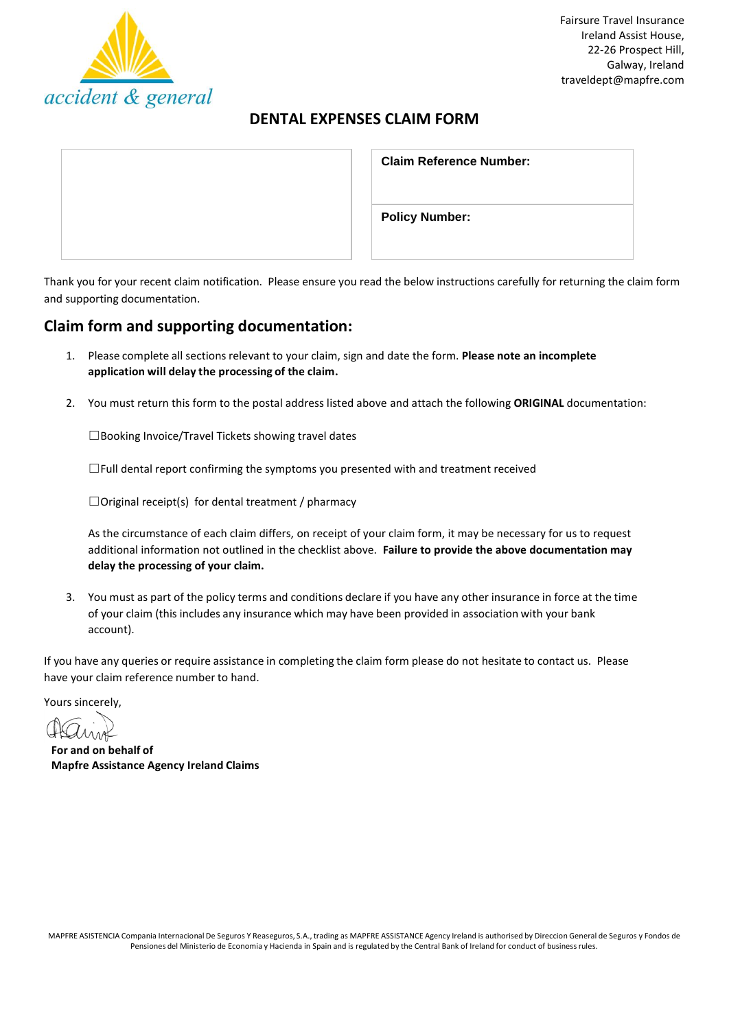accident & general

Fairsure Travel Insurance
Ireland Assist House,
22-26 Prospect Hill,
Galway, Ireland
traveldept@mapfre.com

# DENTAL EXPENSES CLAIM FORM

| | |
|---|---|
| | **Claim Reference Number:** |
| | **Policy Number:** |

Thank you for your recent claim notification. Please ensure you read the below instructions carefully for returning the claim form and supporting documentation.

## Claim form and supporting documentation:

1. Please complete all sections relevant to your claim, sign and date the form. **Please note an incomplete application will delay the processing of the claim.**

2. You must return this form to the postal address listed above and attach the following **ORIGINAL** documentation:

   ☐Booking Invoice/Travel Tickets showing travel dates

   ☐Full dental report confirming the symptoms you presented with and treatment received

   ☐Original receipt(s) for dental treatment / pharmacy

   As the circumstance of each claim differs, on receipt of your claim form, it may be necessary for us to request additional information not outlined in the checklist above. **Failure to provide the above documentation may delay the processing of your claim.**

3. You must as part of the policy terms and conditions declare if you have any other insurance in force at the time of your claim (this includes any insurance which may have been provided in association with your bank account).

If you have any queries or require assistance in completing the claim form please do not hesitate to contact us. Please have your claim reference number to hand.

Yours sincerely,

**For and on behalf of**
**Mapfre Assistance Agency Ireland Claims**

MAPFRE ASISTENCIA Compania Internacional De Seguros Y Reaseguros, S.A., trading as MAPFRE ASSISTANCE Agency Ireland is authorised by Direccion General de Seguros y Fondos de Pensiones del Ministerio de Economia y Hacienda in Spain and is regulated by the Central Bank of Ireland for conduct of business rules.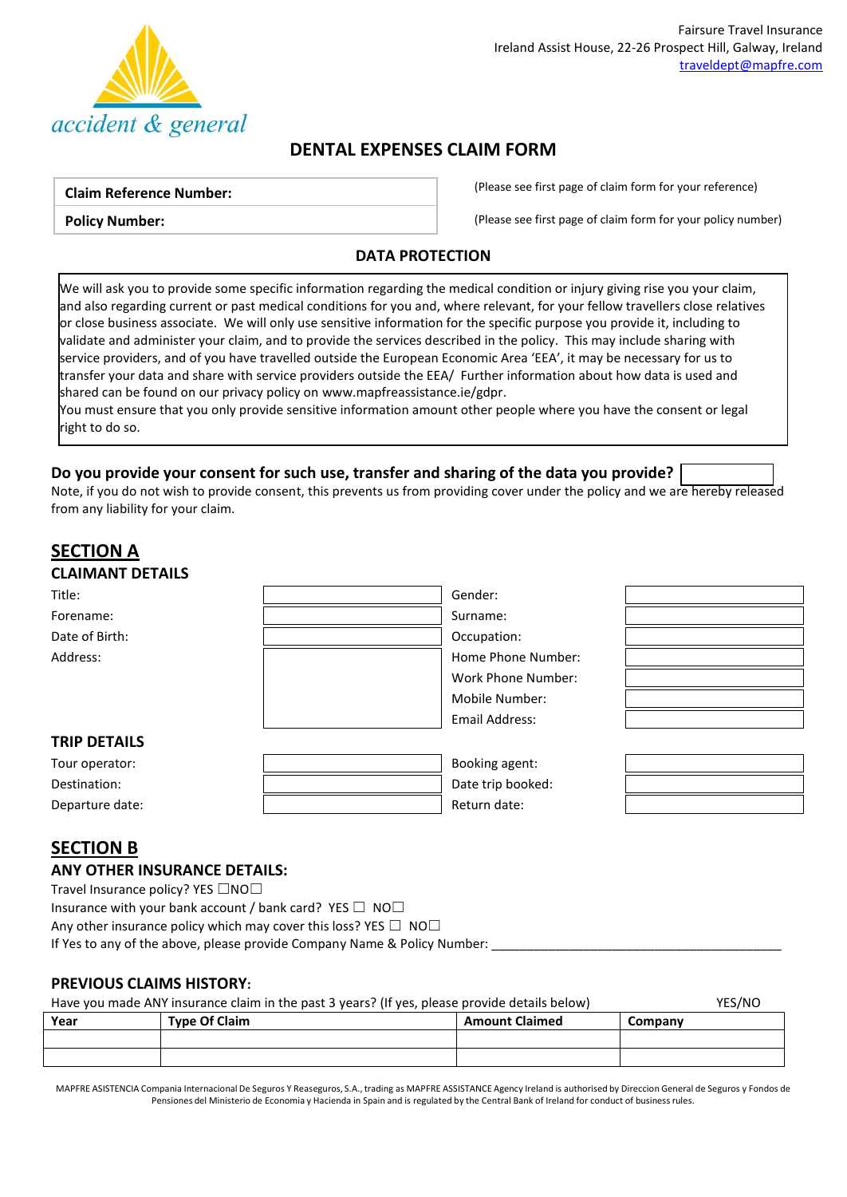accident & general

Fairsure Travel Insurance
Ireland Assist House, 22-26 Prospect Hill, Galway, Ireland
traveldept@mapfre.com

# DENTAL EXPENSES CLAIM FORM

| **Claim Reference Number:** | (Please see first page of claim form for your reference) |
|---|---|
| **Policy Number:** | (Please see first page of claim form for your policy number) |

## DATA PROTECTION

We will ask you to provide some specific information regarding the medical condition or injury giving rise you your claim, and also regarding current or past medical conditions for you and, where relevant, for your fellow travellers close relatives or close business associate. We will only use sensitive information for the specific purpose you provide it, including to validate and administer your claim, and to provide the services described in the policy. This may include sharing with service providers, and of you have travelled outside the European Economic Area 'EEA', it may be necessary for us to transfer your data and share with service providers outside the EEA/ Further information about how data is used and shared can be found on our privacy policy on www.mapfreassistance.ie/gdpr.
You must ensure that you only provide sensitive information amount other people where you have the consent or legal right to do so.

**Do you provide your consent for such use, transfer and sharing of the data you provide?** ☐

Note, if you do not wish to provide consent, this prevents us from providing cover under the policy and we are hereby released from any liability for your claim.

## SECTION A

### CLAIMANT DETAILS

| | | | |
|---|---|---|---|
| Title: | | Gender: | |
| Forename: | | Surname: | |
| Date of Birth: | | Occupation: | |
| Address: | | Home Phone Number: | |
| | | Work Phone Number: | |
| | | Mobile Number: | |
| | | Email Address: | |

### TRIP DETAILS

| | | | |
|---|---|---|---|
| Tour operator: | | Booking agent: | |
| Destination: | | Date trip booked: | |
| Departure date: | | Return date: | |

## SECTION B

### ANY OTHER INSURANCE DETAILS:

Travel Insurance policy? YES ☐NO☐
Insurance with your bank account / bank card? YES ☐ NO☐
Any other insurance policy which may cover this loss? YES ☐ NO☐
If Yes to any of the above, please provide Company Name & Policy Number: ___________________________

### PREVIOUS CLAIMS HISTORY:

Have you made ANY insurance claim in the past 3 years? (If yes, please provide details below) YES/NO

| Year | Type Of Claim | Amount Claimed | Company |
|---|---|---|---|
| | | | |
| | | | |

MAPFRE ASISTENCIA Compania Internacional De Seguros Y Reaseguros, S.A., trading as MAPFRE ASSISTANCE Agency Ireland is authorised by Direccion General de Seguros y Fondos de Pensiones del Ministerio de Economia y Hacienda in Spain and is regulated by the Central Bank of Ireland for conduct of business rules.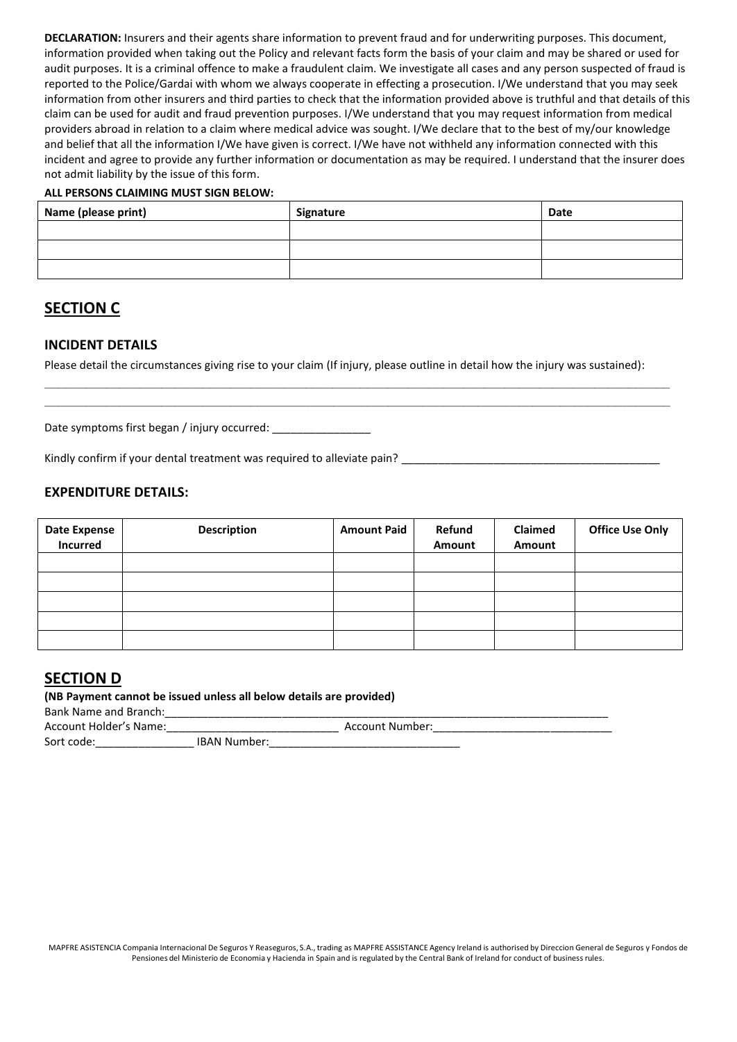**DECLARATION:** Insurers and their agents share information to prevent fraud and for underwriting purposes. This document, information provided when taking out the Policy and relevant facts form the basis of your claim and may be shared or used for audit purposes. It is a criminal offence to make a fraudulent claim. We investigate all cases and any person suspected of fraud is reported to the Police/Gardai with whom we always cooperate in effecting a prosecution. I/We understand that you may seek information from other insurers and third parties to check that the information provided above is truthful and that details of this claim can be used for audit and fraud prevention purposes. I/We understand that you may request information from medical providers abroad in relation to a claim where medical advice was sought. I/We declare that to the best of my/our knowledge and belief that all the information I/We have given is correct. I/We have not withheld any information connected with this incident and agree to provide any further information or documentation as may be required. I understand that the insurer does not admit liability by the issue of this form.

**ALL PERSONS CLAIMING MUST SIGN BELOW:**

| Name (please print) | Signature | Date |
|---|---|---|
| | | |
| | | |
| | | |

## SECTION C

### INCIDENT DETAILS

Please detail the circumstances giving rise to your claim (If injury, please outline in detail how the injury was sustained):

____________________________________________________________________________________________________

____________________________________________________________________________________________________

Date symptoms first began / injury occurred: ________________

Kindly confirm if your dental treatment was required to alleviate pain? __________________________________________

### EXPENDITURE DETAILS:

| Date Expense Incurred | Description | Amount Paid | Refund Amount | Claimed Amount | Office Use Only |
|---|---|---|---|---|---|
| | | | | | |
| | | | | | |
| | | | | | |
| | | | | | |
| | | | | | |

## SECTION D

**(NB Payment cannot be issued unless all below details are provided)**

Bank Name and Branch:____________________________________________________________________________

Account Holder's Name:____________________________ Account Number:_____________________________

Sort code:________________ IBAN Number:_______________________________

MAPFRE ASISTENCIA Compania Internacional De Seguros Y Reaseguros, S.A., trading as MAPFRE ASSISTANCE Agency Ireland is authorised by Direccion General de Seguros y Fondos de Pensiones del Ministerio de Economia y Hacienda in Spain and is regulated by the Central Bank of Ireland for conduct of business rules.